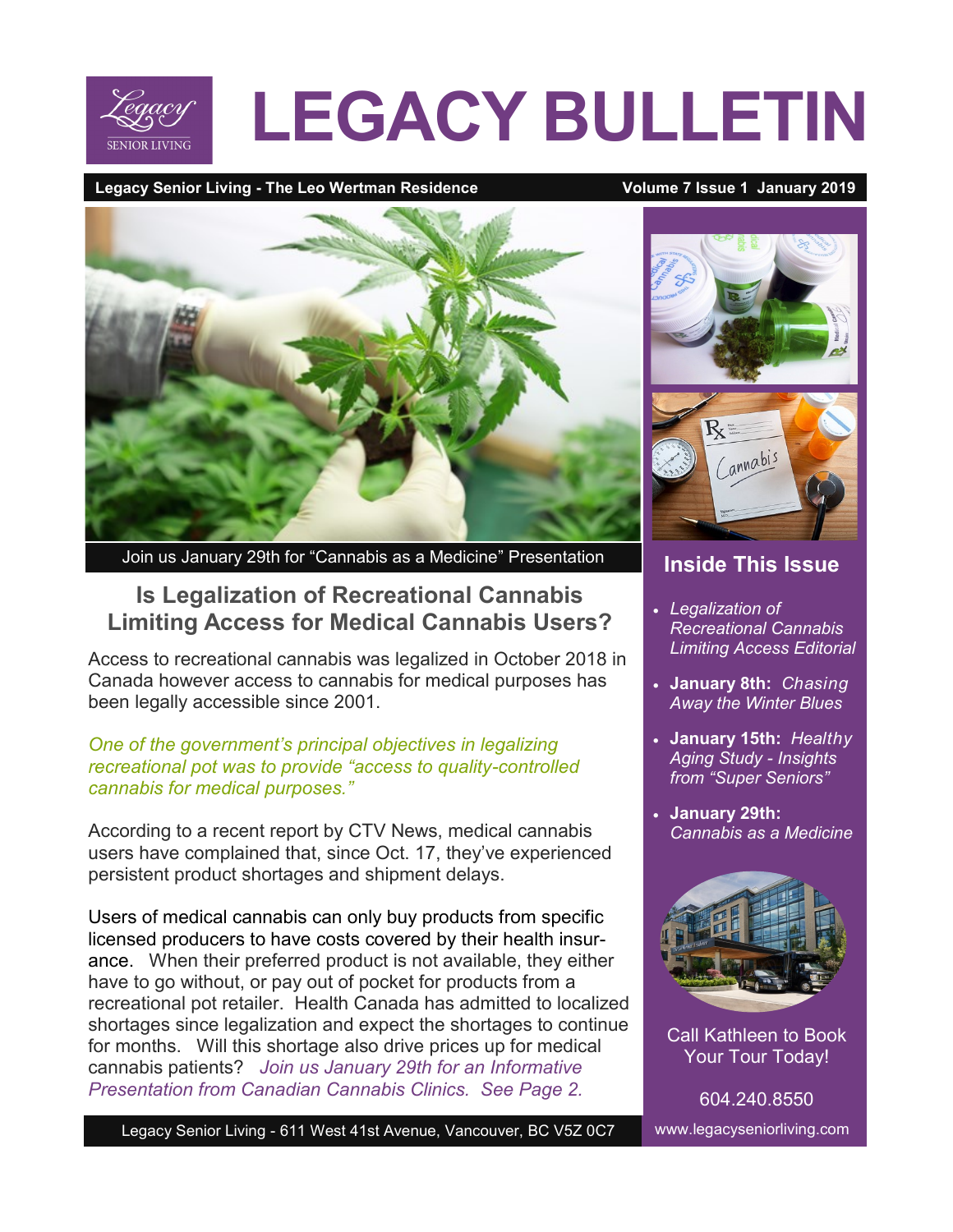# LEGACY BULLETIN

**Legacy Senior Living - The Leo Wertman Residence** — **Volume 7 Issue 1 January 2019**

Join us January 29th for "Cannabis as a Medicine" Presentation

## Is Legalization of Recreational Cannabis Limiting Access for Medical Cannabis Users?

Access to recreational cannabis was legalized in October 2018 in Canada however access to cannabis for medical purposes has been legally accessible since 2001.

*One of the government's principal objectives in legalizing recreational pot was to provide "access to quality-controlled cannabis for medical purposes."*

According to a recent report by CTV News, medical cannabis users have complained that, since Oct. 17, they've experienced persistent product shortages and shipment delays.

Users of medical cannabis can only buy products from specific licensed producers to have costs covered by their health insurance. When their preferred product is not available, they either have to go without, or pay out of pocket for products from a recreational pot retailer. Health Canada has admitted to localized shortages since legalization and expect the shortages to continue for months. Will this shortage also drive prices up for medical cannabis patients? *Join us January 29th for an Informative Presentation from Canadian Cannabis Clinics. See Page 2.*

Legacy Senior Living - 611 West 41st Avenue, Vancouver, BC V5Z 0C7

### Inside This Issue

- *Legalization of Recreational Cannabis Limiting Access Editorial*
- **January 8th:** *Chasing Away the Winter Blues*
- **January 15th:** *Healthy Aging Study - Insights from "Super Seniors"*
- **January 29th:** *Cannabis as a Medicine*

Call Kathleen to Book Your Tour Today!

604.240.8550

www.legacyseniorliving.com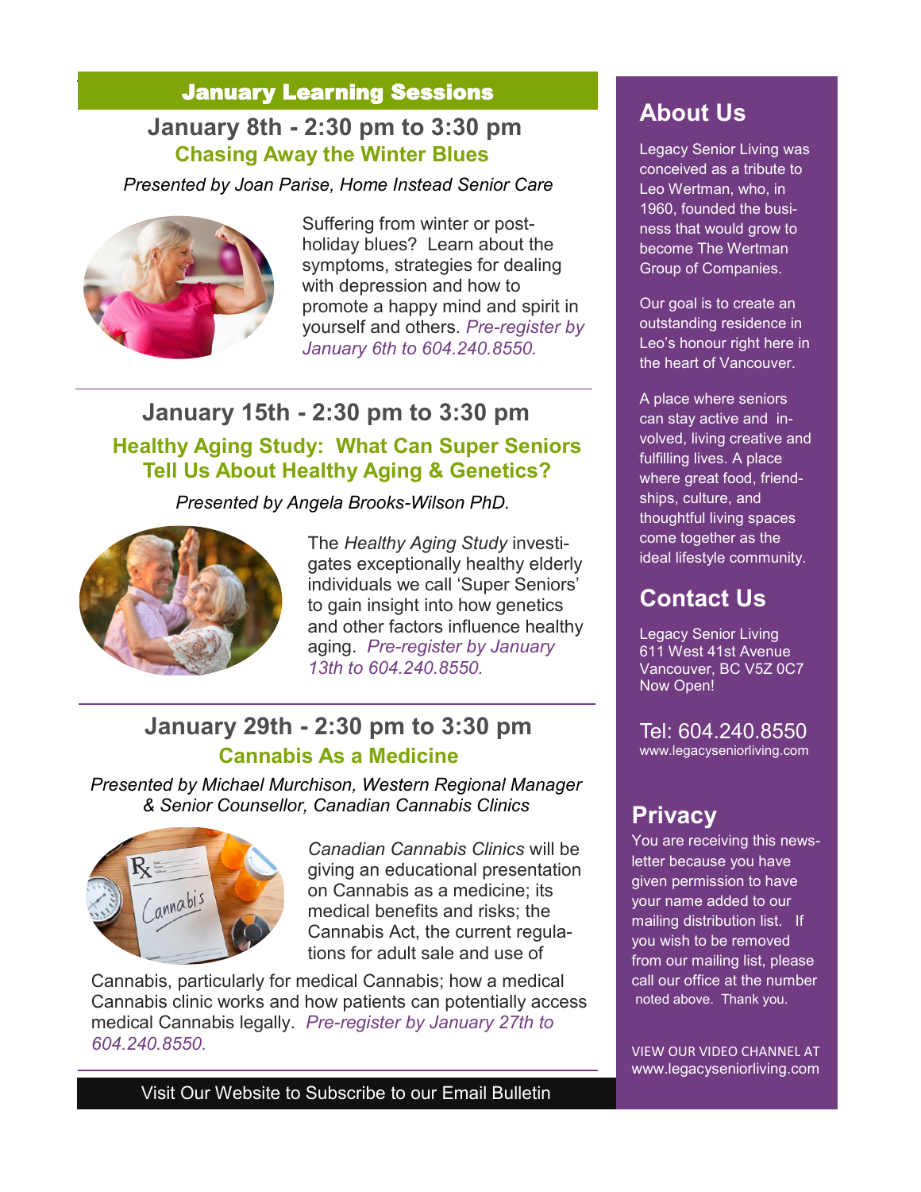## January Learning Sessions

### January 8th - 2:30 pm to 3:30 pm

**Chasing Away the Winter Blues**

*Presented by Joan Parise, Home Instead Senior Care*

Suffering from winter or post-holiday blues? Learn about the symptoms, strategies for dealing with depression and how to promote a happy mind and spirit in yourself and others. *Pre-register by January 6th to 604.240.8550.*

---

### January 15th - 2:30 pm to 3:30 pm

**Healthy Aging Study: What Can Super Seniors Tell Us About Healthy Aging & Genetics?**

*Presented by Angela Brooks-Wilson PhD.*

The *Healthy Aging Study* investigates exceptionally healthy elderly individuals we call 'Super Seniors' to gain insight into how genetics and other factors influence healthy aging. *Pre-register by January 13th to 604.240.8550.*

---

### January 29th - 2:30 pm to 3:30 pm

**Cannabis As a Medicine**

*Presented by Michael Murchison, Western Regional Manager & Senior Counsellor, Canadian Cannabis Clinics*

*Canadian Cannabis Clinics* will be giving an educational presentation on Cannabis as a medicine; its medical benefits and risks; the Cannabis Act, the current regulations for adult sale and use of Cannabis, particularly for medical Cannabis; how a medical Cannabis clinic works and how patients can potentially access medical Cannabis legally. *Pre-register by January 27th to 604.240.8550.*

---

Visit Our Website to Subscribe to our Email Bulletin

## About Us

Legacy Senior Living was conceived as a tribute to Leo Wertman, who, in 1960, founded the business that would grow to become The Wertman Group of Companies.

Our goal is to create an outstanding residence in Leo's honour right here in the heart of Vancouver.

A place where seniors can stay active and involved, living creative and fulfilling lives. A place where great food, friendships, culture, and thoughtful living spaces come together as the ideal lifestyle community.

## Contact Us

Legacy Senior Living
611 West 41st Avenue
Vancouver, BC V5Z 0C7
Now Open!

Tel: 604.240.8550
www.legacyseniorliving.com

## Privacy

You are receiving this newsletter because you have given permission to have your name added to our mailing distribution list. If you wish to be removed from our mailing list, please call our office at the number noted above. Thank you.

VIEW OUR VIDEO CHANNEL AT
www.legacyseniorliving.com